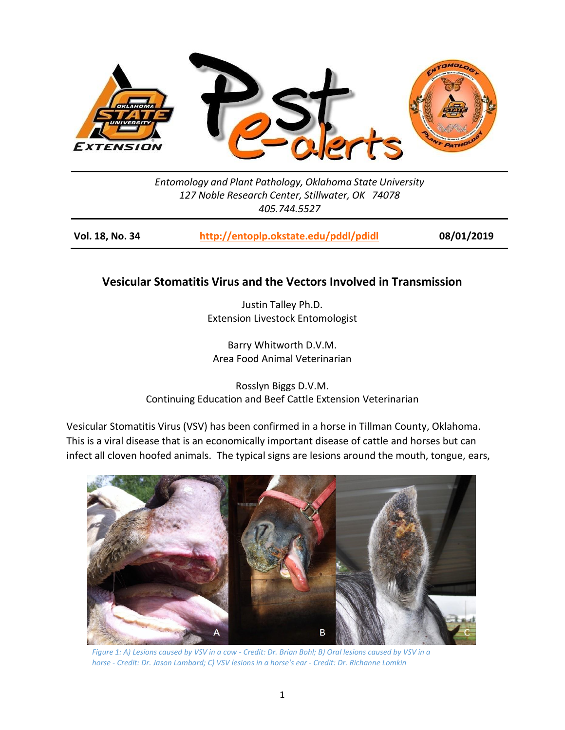Entomology and Plant Pathology, Oklahoma State University
127 Noble Research Center, Stillwater, OK 74078
405.744.5527

**Vol. 18, No. 34** | **http://entoplp.okstate.edu/pddl/pdidl** | **08/01/2019**

## Vesicular Stomatitis Virus and the Vectors Involved in Transmission

Justin Talley Ph.D.
Extension Livestock Entomologist

Barry Whitworth D.V.M.
Area Food Animal Veterinarian

Rosslyn Biggs D.V.M.
Continuing Education and Beef Cattle Extension Veterinarian

Vesicular Stomatitis Virus (VSV) has been confirmed in a horse in Tillman County, Oklahoma. This is a viral disease that is an economically important disease of cattle and horses but can infect all cloven hoofed animals. The typical signs are lesions around the mouth, tongue, ears,

*Figure 1: A) Lesions caused by VSV in a cow - Credit: Dr. Brian Bohl; B) Oral lesions caused by VSV in a horse - Credit: Dr. Jason Lambard; C) VSV lesions in a horse's ear - Credit: Dr. Richanne Lomkin*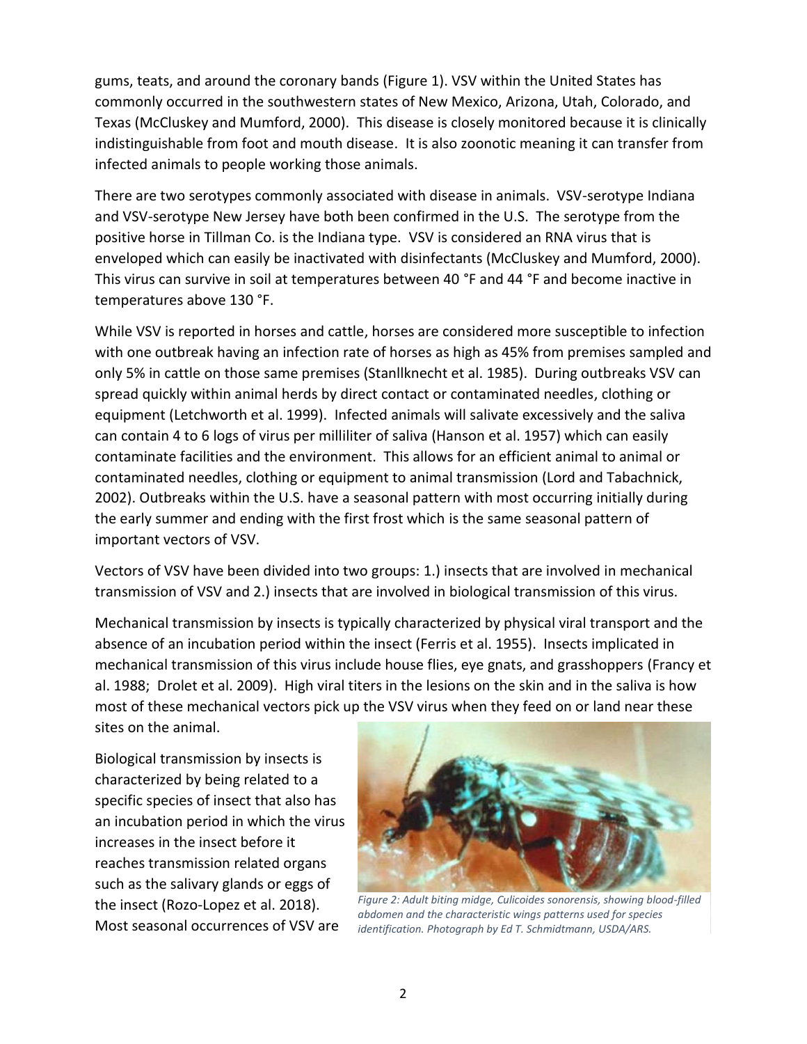gums, teats, and around the coronary bands (Figure 1). VSV within the United States has commonly occurred in the southwestern states of New Mexico, Arizona, Utah, Colorado, and Texas (McCluskey and Mumford, 2000). This disease is closely monitored because it is clinically indistinguishable from foot and mouth disease. It is also zoonotic meaning it can transfer from infected animals to people working those animals.

There are two serotypes commonly associated with disease in animals. VSV-serotype Indiana and VSV-serotype New Jersey have both been confirmed in the U.S. The serotype from the positive horse in Tillman Co. is the Indiana type. VSV is considered an RNA virus that is enveloped which can easily be inactivated with disinfectants (McCluskey and Mumford, 2000). This virus can survive in soil at temperatures between 40 °F and 44 °F and become inactive in temperatures above 130 °F.

While VSV is reported in horses and cattle, horses are considered more susceptible to infection with one outbreak having an infection rate of horses as high as 45% from premises sampled and only 5% in cattle on those same premises (Stanllknecht et al. 1985). During outbreaks VSV can spread quickly within animal herds by direct contact or contaminated needles, clothing or equipment (Letchworth et al. 1999). Infected animals will salivate excessively and the saliva can contain 4 to 6 logs of virus per milliliter of saliva (Hanson et al. 1957) which can easily contaminate facilities and the environment. This allows for an efficient animal to animal or contaminated needles, clothing or equipment to animal transmission (Lord and Tabachnick, 2002). Outbreaks within the U.S. have a seasonal pattern with most occurring initially during the early summer and ending with the first frost which is the same seasonal pattern of important vectors of VSV.

Vectors of VSV have been divided into two groups: 1.) insects that are involved in mechanical transmission of VSV and 2.) insects that are involved in biological transmission of this virus.

Mechanical transmission by insects is typically characterized by physical viral transport and the absence of an incubation period within the insect (Ferris et al. 1955). Insects implicated in mechanical transmission of this virus include house flies, eye gnats, and grasshoppers (Francy et al. 1988; Drolet et al. 2009). High viral titers in the lesions on the skin and in the saliva is how most of these mechanical vectors pick up the VSV virus when they feed on or land near these sites on the animal.

Biological transmission by insects is characterized by being related to a specific species of insect that also has an incubation period in which the virus increases in the insect before it reaches transmission related organs such as the salivary glands or eggs of the insect (Rozo-Lopez et al. 2018). Most seasonal occurrences of VSV are

*Figure 2: Adult biting midge, Culicoides sonorensis, showing blood-filled abdomen and the characteristic wings patterns used for species identification. Photograph by Ed T. Schmidtmann, USDA/ARS.*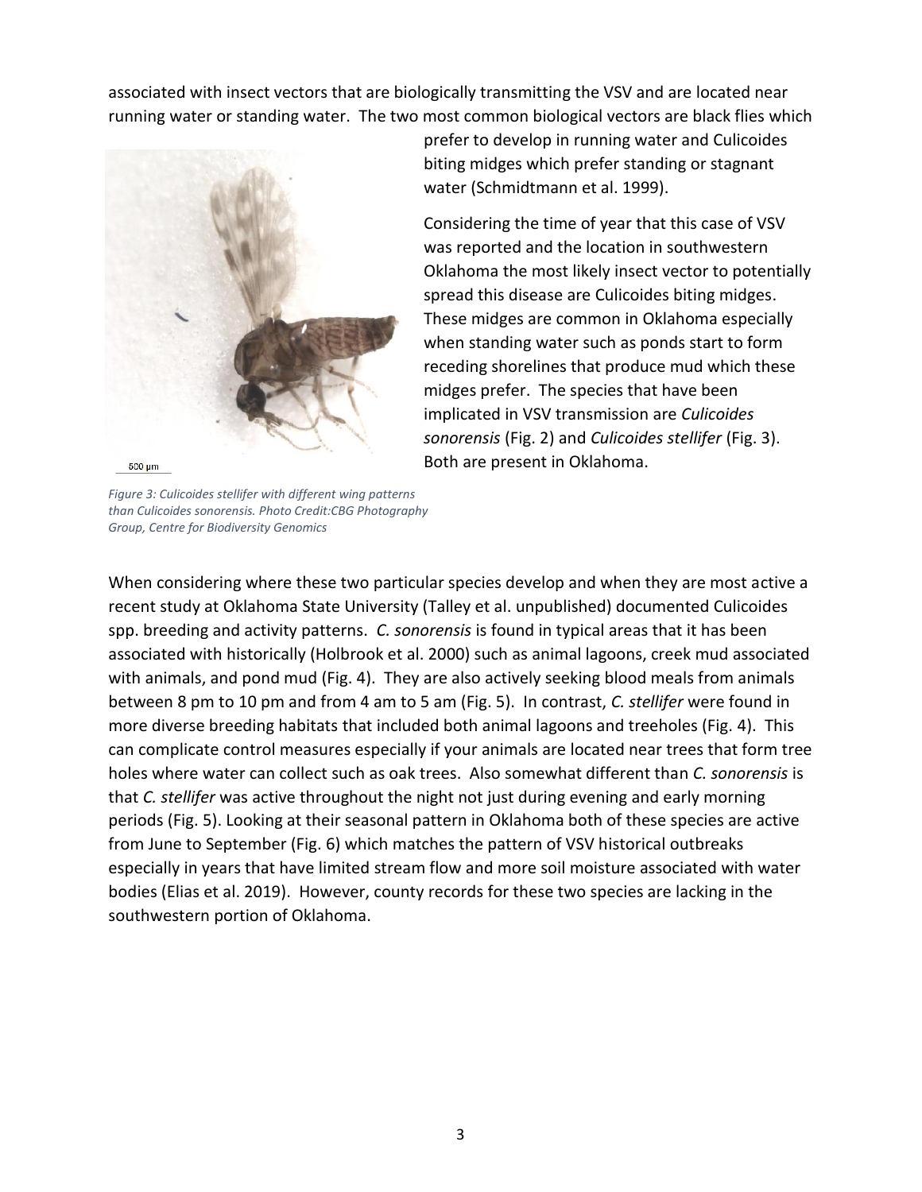associated with insect vectors that are biologically transmitting the VSV and are located near running water or standing water. The two most common biological vectors are black flies which prefer to develop in running water and Culicoides biting midges which prefer standing or stagnant water (Schmidtmann et al. 1999).

Considering the time of year that this case of VSV was reported and the location in southwestern Oklahoma the most likely insect vector to potentially spread this disease are Culicoides biting midges. These midges are common in Oklahoma especially when standing water such as ponds start to form receding shorelines that produce mud which these midges prefer. The species that have been implicated in VSV transmission are *Culicoides sonorensis* (Fig. 2) and *Culicoides stellifer* (Fig. 3). Both are present in Oklahoma.

500 µm

*Figure 3: Culicoides stellifer with different wing patterns than Culicoides sonorensis. Photo Credit:CBG Photography Group, Centre for Biodiversity Genomics*

When considering where these two particular species develop and when they are most active a recent study at Oklahoma State University (Talley et al. unpublished) documented Culicoides spp. breeding and activity patterns. *C. sonorensis* is found in typical areas that it has been associated with historically (Holbrook et al. 2000) such as animal lagoons, creek mud associated with animals, and pond mud (Fig. 4). They are also actively seeking blood meals from animals between 8 pm to 10 pm and from 4 am to 5 am (Fig. 5). In contrast, *C. stellifer* were found in more diverse breeding habitats that included both animal lagoons and treeholes (Fig. 4). This can complicate control measures especially if your animals are located near trees that form tree holes where water can collect such as oak trees. Also somewhat different than *C. sonorensis* is that *C. stellifer* was active throughout the night not just during evening and early morning periods (Fig. 5). Looking at their seasonal pattern in Oklahoma both of these species are active from June to September (Fig. 6) which matches the pattern of VSV historical outbreaks especially in years that have limited stream flow and more soil moisture associated with water bodies (Elias et al. 2019). However, county records for these two species are lacking in the southwestern portion of Oklahoma.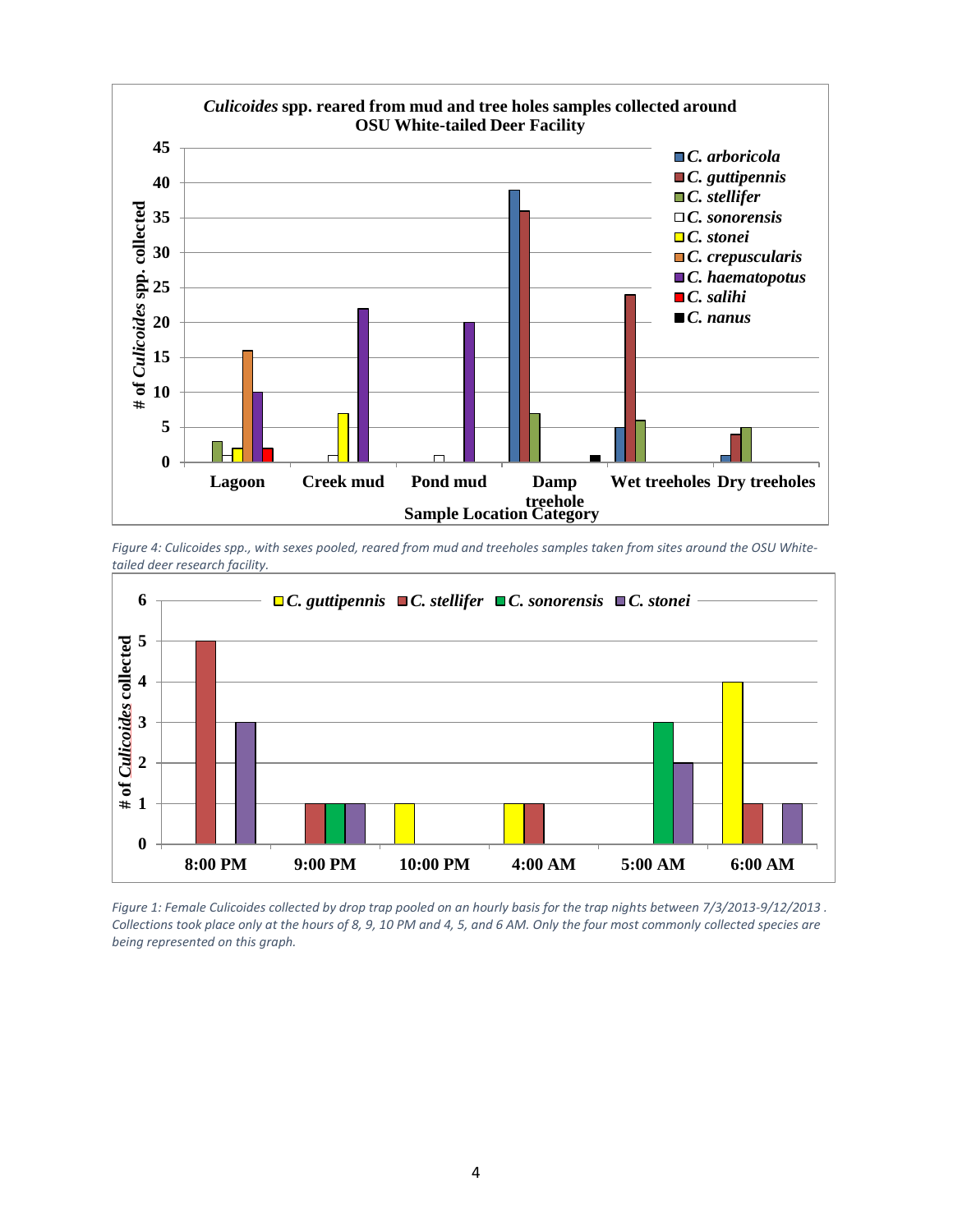**Culicoides spp. reared from mud and tree holes samples collected around OSU White-tailed Deer Facility**

| Sample Location Category | *C. arboricola* | *C. guttipennis* | *C. stellifer* | *C. sonorensis* | *C. stonei* | *C. crepuscularis* | *C. haematopotus* | *C. salihi* | *C. nanus* |
|---|---|---|---|---|---|---|---|---|---|
| Lagoon | | | 3 | 1 | 2 | 16 | 10 | 2 | |
| Creek mud | | | | 1 | 7 | | 22 | | |
| Pond mud | | | | 1 | | | 20 | | |
| Damp treehole | 39 | 36 | 7 | | | | | | 1 |
| Wet treeholes | 5 | 24 | 6 | | | | | | |
| Dry treeholes | 1 | 4 | 5 | | | | | | |

*Figure 4: Culicoides spp., with sexes pooled, reared from mud and treeholes samples taken from sites around the OSU White-tailed deer research facility.*

| Hour | *C. guttipennis* | *C. stellifer* | *C. sonorensis* | *C. stonei* |
|---|---|---|---|---|
| 8:00 PM | | 5 | | 3 |
| 9:00 PM | | 1 | 1 | 1 |
| 10:00 PM | 1 | | | |
| 4:00 AM | 1 | 1 | | |
| 5:00 AM | | | 3 | 2 |
| 6:00 AM | 4 | 1 | | 1 |

*Figure 1: Female Culicoides collected by drop trap pooled on an hourly basis for the trap nights between 7/3/2013-9/12/2013 . Collections took place only at the hours of 8, 9, 10 PM and 4, 5, and 6 AM. Only the four most commonly collected species are being represented on this graph.*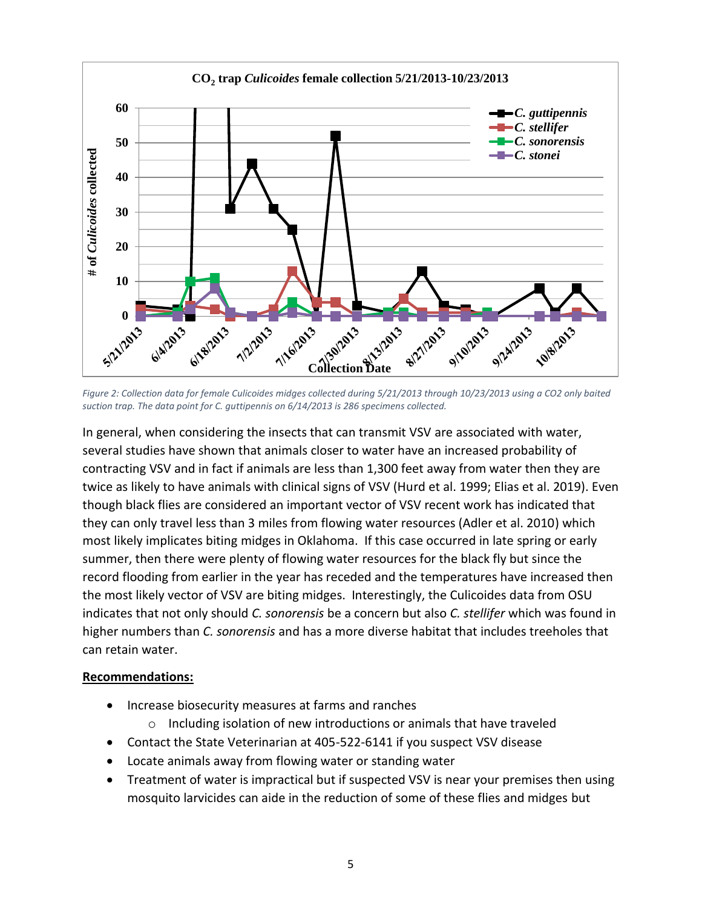*Figure 2: Collection data for female Culicoides midges collected during 5/21/2013 through 10/23/2013 using a CO2 only baited suction trap. The data point for C. guttipennis on 6/14/2013 is 286 specimens collected.*

In general, when considering the insects that can transmit VSV are associated with water, several studies have shown that animals closer to water have an increased probability of contracting VSV and in fact if animals are less than 1,300 feet away from water then they are twice as likely to have animals with clinical signs of VSV (Hurd et al. 1999; Elias et al. 2019). Even though black flies are considered an important vector of VSV recent work has indicated that they can only travel less than 3 miles from flowing water resources (Adler et al. 2010) which most likely implicates biting midges in Oklahoma. If this case occurred in late spring or early summer, then there were plenty of flowing water resources for the black fly but since the record flooding from earlier in the year has receded and the temperatures have increased then the most likely vector of VSV are biting midges. Interestingly, the Culicoides data from OSU indicates that not only should *C. sonorensis* be a concern but also *C. stellifer* which was found in higher numbers than *C. sonorensis* and has a more diverse habitat that includes treeholes that can retain water.

**Recommendations:**

- Increase biosecurity measures at farms and ranches
    - Including isolation of new introductions or animals that have traveled
- Contact the State Veterinarian at 405-522-6141 if you suspect VSV disease
- Locate animals away from flowing water or standing water
- Treatment of water is impractical but if suspected VSV is near your premises then using mosquito larvicides can aide in the reduction of some of these flies and midges but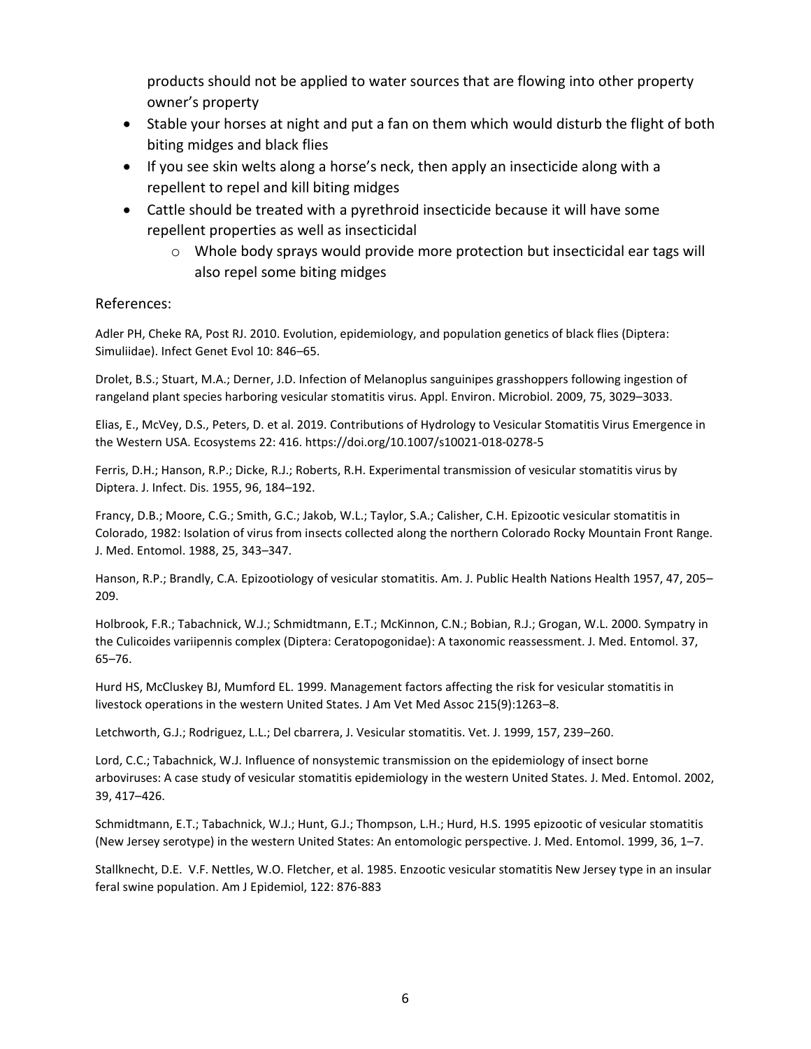products should not be applied to water sources that are flowing into other property owner's property

- Stable your horses at night and put a fan on them which would disturb the flight of both biting midges and black flies
- If you see skin welts along a horse's neck, then apply an insecticide along with a repellent to repel and kill biting midges
- Cattle should be treated with a pyrethroid insecticide because it will have some repellent properties as well as insecticidal
    - Whole body sprays would provide more protection but insecticidal ear tags will also repel some biting midges

## References:

Adler PH, Cheke RA, Post RJ. 2010. Evolution, epidemiology, and population genetics of black flies (Diptera: Simuliidae). Infect Genet Evol 10: 846–65.

Drolet, B.S.; Stuart, M.A.; Derner, J.D. Infection of Melanoplus sanguinipes grasshoppers following ingestion of rangeland plant species harboring vesicular stomatitis virus. Appl. Environ. Microbiol. 2009, 75, 3029–3033.

Elias, E., McVey, D.S., Peters, D. et al. 2019. Contributions of Hydrology to Vesicular Stomatitis Virus Emergence in the Western USA. Ecosystems 22: 416. https://doi.org/10.1007/s10021-018-0278-5

Ferris, D.H.; Hanson, R.P.; Dicke, R.J.; Roberts, R.H. Experimental transmission of vesicular stomatitis virus by Diptera. J. Infect. Dis. 1955, 96, 184–192.

Francy, D.B.; Moore, C.G.; Smith, G.C.; Jakob, W.L.; Taylor, S.A.; Calisher, C.H. Epizootic vesicular stomatitis in Colorado, 1982: Isolation of virus from insects collected along the northern Colorado Rocky Mountain Front Range. J. Med. Entomol. 1988, 25, 343–347.

Hanson, R.P.; Brandly, C.A. Epizootiology of vesicular stomatitis. Am. J. Public Health Nations Health 1957, 47, 205–209.

Holbrook, F.R.; Tabachnick, W.J.; Schmidtmann, E.T.; McKinnon, C.N.; Bobian, R.J.; Grogan, W.L. 2000. Sympatry in the Culicoides variipennis complex (Diptera: Ceratopogonidae): A taxonomic reassessment. J. Med. Entomol. 37, 65–76.

Hurd HS, McCluskey BJ, Mumford EL. 1999. Management factors affecting the risk for vesicular stomatitis in livestock operations in the western United States. J Am Vet Med Assoc 215(9):1263–8.

Letchworth, G.J.; Rodriguez, L.L.; Del cbarrera, J. Vesicular stomatitis. Vet. J. 1999, 157, 239–260.

Lord, C.C.; Tabachnick, W.J. Influence of nonsystemic transmission on the epidemiology of insect borne arboviruses: A case study of vesicular stomatitis epidemiology in the western United States. J. Med. Entomol. 2002, 39, 417–426.

Schmidtmann, E.T.; Tabachnick, W.J.; Hunt, G.J.; Thompson, L.H.; Hurd, H.S. 1995 epizootic of vesicular stomatitis (New Jersey serotype) in the western United States: An entomologic perspective. J. Med. Entomol. 1999, 36, 1–7.

Stallknecht, D.E. V.F. Nettles, W.O. Fletcher, et al. 1985. Enzootic vesicular stomatitis New Jersey type in an insular feral swine population. Am J Epidemiol, 122: 876-883